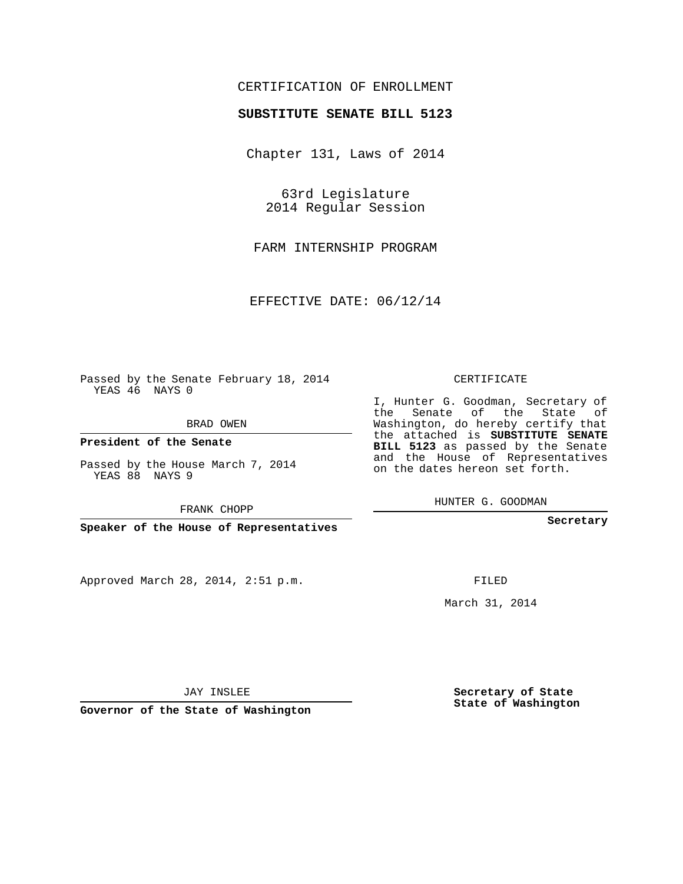CERTIFICATION OF ENROLLMENT

**SUBSTITUTE SENATE BILL 5123**

Chapter 131, Laws of 2014

63rd Legislature
2014 Regular Session

FARM INTERNSHIP PROGRAM

EFFECTIVE DATE: 06/12/14

Passed by the Senate February 18, 2014
YEAS 46 NAYS 0

BRAD OWEN

**President of the Senate**

Passed by the House March 7, 2014
YEAS 88 NAYS 9

FRANK CHOPP

**Speaker of the House of Representatives**

CERTIFICATE

I, Hunter G. Goodman, Secretary of the Senate of the State of Washington, do hereby certify that the attached is **SUBSTITUTE SENATE BILL 5123** as passed by the Senate and the House of Representatives on the dates hereon set forth.

HUNTER G. GOODMAN

**Secretary**

Approved March 28, 2014, 2:51 p.m.

FILED

March 31, 2014

JAY INSLEE

**Governor of the State of Washington**

**Secretary of State**
**State of Washington**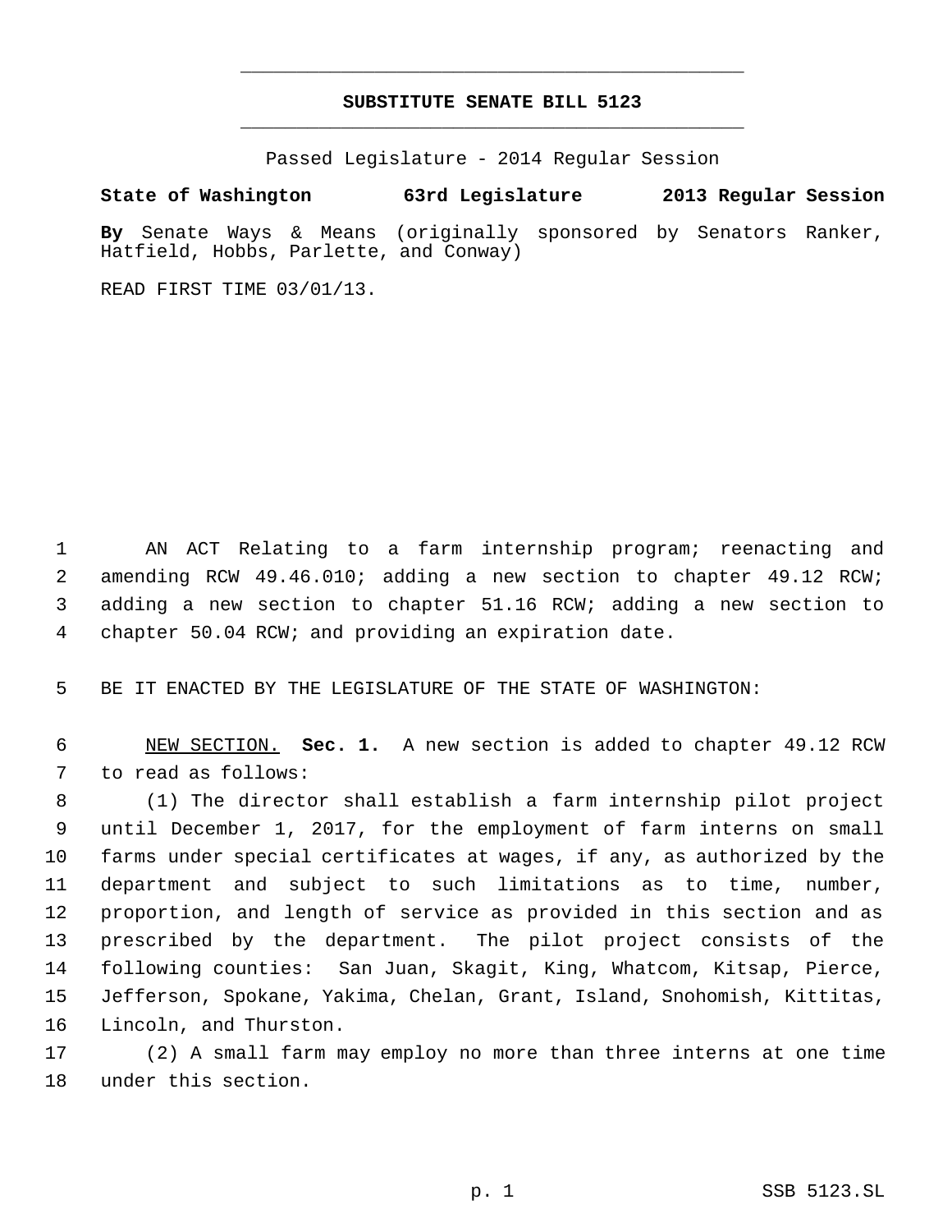# SUBSTITUTE SENATE BILL 5123

Passed Legislature - 2014 Regular Session

**State of Washington 63rd Legislature 2013 Regular Session**

**By** Senate Ways & Means (originally sponsored by Senators Ranker, Hatfield, Hobbs, Parlette, and Conway)

READ FIRST TIME 03/01/13.

AN ACT Relating to a farm internship program; reenacting and amending RCW 49.46.010; adding a new section to chapter 49.12 RCW; adding a new section to chapter 51.16 RCW; adding a new section to chapter 50.04 RCW; and providing an expiration date.

BE IT ENACTED BY THE LEGISLATURE OF THE STATE OF WASHINGTON:

NEW SECTION. **Sec. 1.** A new section is added to chapter 49.12 RCW to read as follows:

(1) The director shall establish a farm internship pilot project until December 1, 2017, for the employment of farm interns on small farms under special certificates at wages, if any, as authorized by the department and subject to such limitations as to time, number, proportion, and length of service as provided in this section and as prescribed by the department. The pilot project consists of the following counties: San Juan, Skagit, King, Whatcom, Kitsap, Pierce, Jefferson, Spokane, Yakima, Chelan, Grant, Island, Snohomish, Kittitas, Lincoln, and Thurston.

(2) A small farm may employ no more than three interns at one time under this section.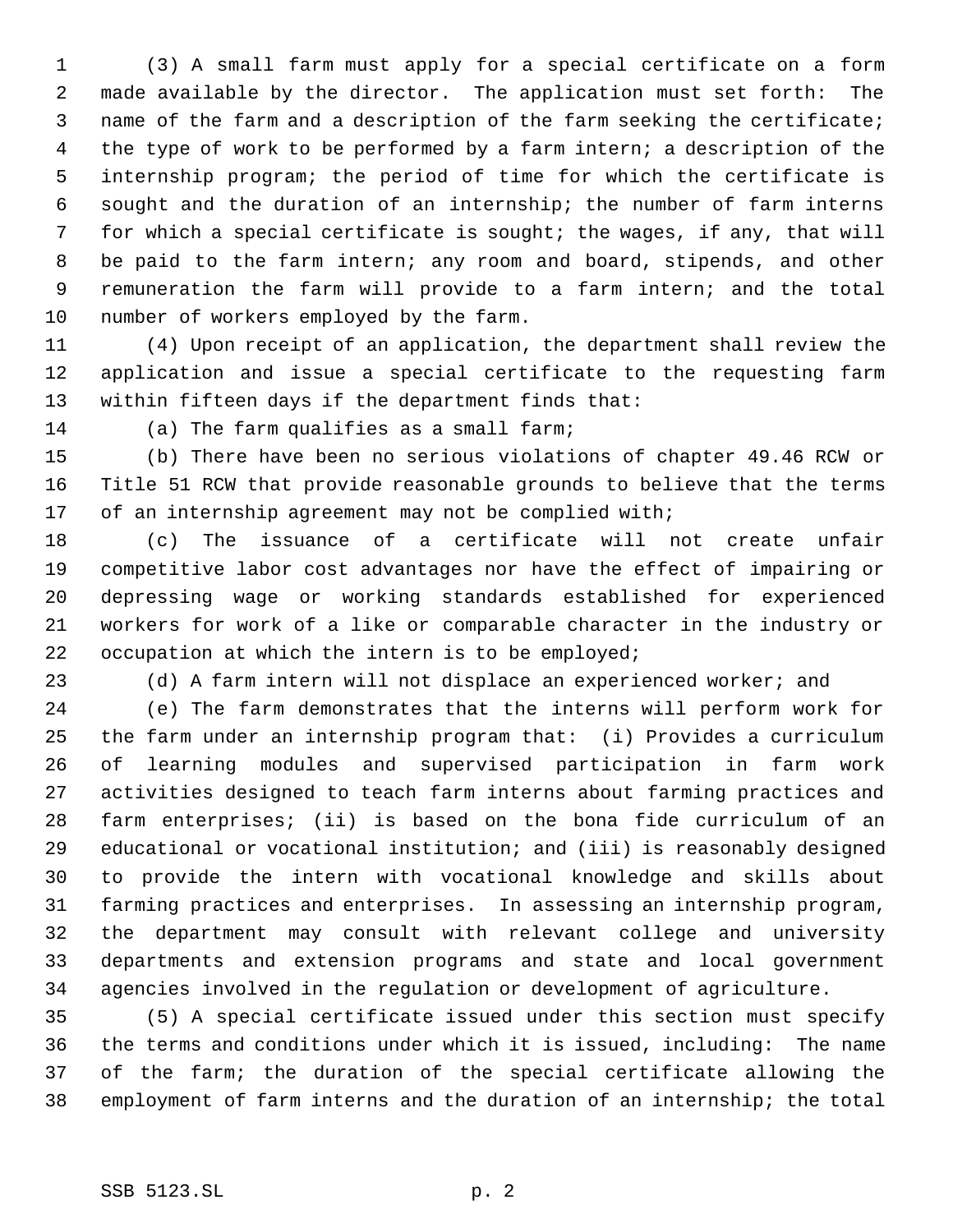(3) A small farm must apply for a special certificate on a form made available by the director. The application must set forth: The name of the farm and a description of the farm seeking the certificate; the type of work to be performed by a farm intern; a description of the internship program; the period of time for which the certificate is sought and the duration of an internship; the number of farm interns for which a special certificate is sought; the wages, if any, that will be paid to the farm intern; any room and board, stipends, and other remuneration the farm will provide to a farm intern; and the total number of workers employed by the farm.

(4) Upon receipt of an application, the department shall review the application and issue a special certificate to the requesting farm within fifteen days if the department finds that:

(a) The farm qualifies as a small farm;

(b) There have been no serious violations of chapter 49.46 RCW or Title 51 RCW that provide reasonable grounds to believe that the terms of an internship agreement may not be complied with;

(c) The issuance of a certificate will not create unfair competitive labor cost advantages nor have the effect of impairing or depressing wage or working standards established for experienced workers for work of a like or comparable character in the industry or occupation at which the intern is to be employed;

(d) A farm intern will not displace an experienced worker; and

(e) The farm demonstrates that the interns will perform work for the farm under an internship program that: (i) Provides a curriculum of learning modules and supervised participation in farm work activities designed to teach farm interns about farming practices and farm enterprises; (ii) is based on the bona fide curriculum of an educational or vocational institution; and (iii) is reasonably designed to provide the intern with vocational knowledge and skills about farming practices and enterprises. In assessing an internship program, the department may consult with relevant college and university departments and extension programs and state and local government agencies involved in the regulation or development of agriculture.

(5) A special certificate issued under this section must specify the terms and conditions under which it is issued, including: The name of the farm; the duration of the special certificate allowing the employment of farm interns and the duration of an internship; the total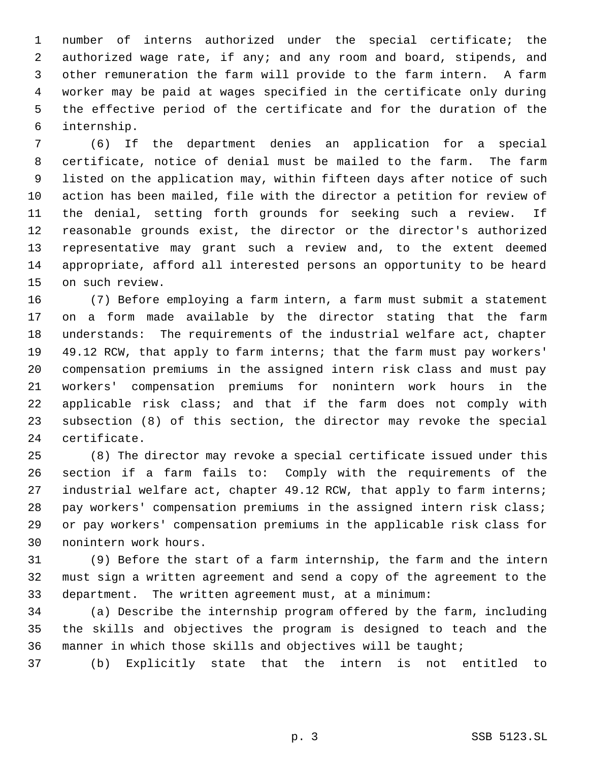number of interns authorized under the special certificate; the authorized wage rate, if any; and any room and board, stipends, and other remuneration the farm will provide to the farm intern. A farm worker may be paid at wages specified in the certificate only during the effective period of the certificate and for the duration of the internship.

(6) If the department denies an application for a special certificate, notice of denial must be mailed to the farm. The farm listed on the application may, within fifteen days after notice of such action has been mailed, file with the director a petition for review of the denial, setting forth grounds for seeking such a review. If reasonable grounds exist, the director or the director's authorized representative may grant such a review and, to the extent deemed appropriate, afford all interested persons an opportunity to be heard on such review.

(7) Before employing a farm intern, a farm must submit a statement on a form made available by the director stating that the farm understands: The requirements of the industrial welfare act, chapter 49.12 RCW, that apply to farm interns; that the farm must pay workers' compensation premiums in the assigned intern risk class and must pay workers' compensation premiums for nonintern work hours in the applicable risk class; and that if the farm does not comply with subsection (8) of this section, the director may revoke the special certificate.

(8) The director may revoke a special certificate issued under this section if a farm fails to: Comply with the requirements of the industrial welfare act, chapter 49.12 RCW, that apply to farm interns; pay workers' compensation premiums in the assigned intern risk class; or pay workers' compensation premiums in the applicable risk class for nonintern work hours.

(9) Before the start of a farm internship, the farm and the intern must sign a written agreement and send a copy of the agreement to the department. The written agreement must, at a minimum:

(a) Describe the internship program offered by the farm, including the skills and objectives the program is designed to teach and the manner in which those skills and objectives will be taught;

(b) Explicitly state that the intern is not entitled to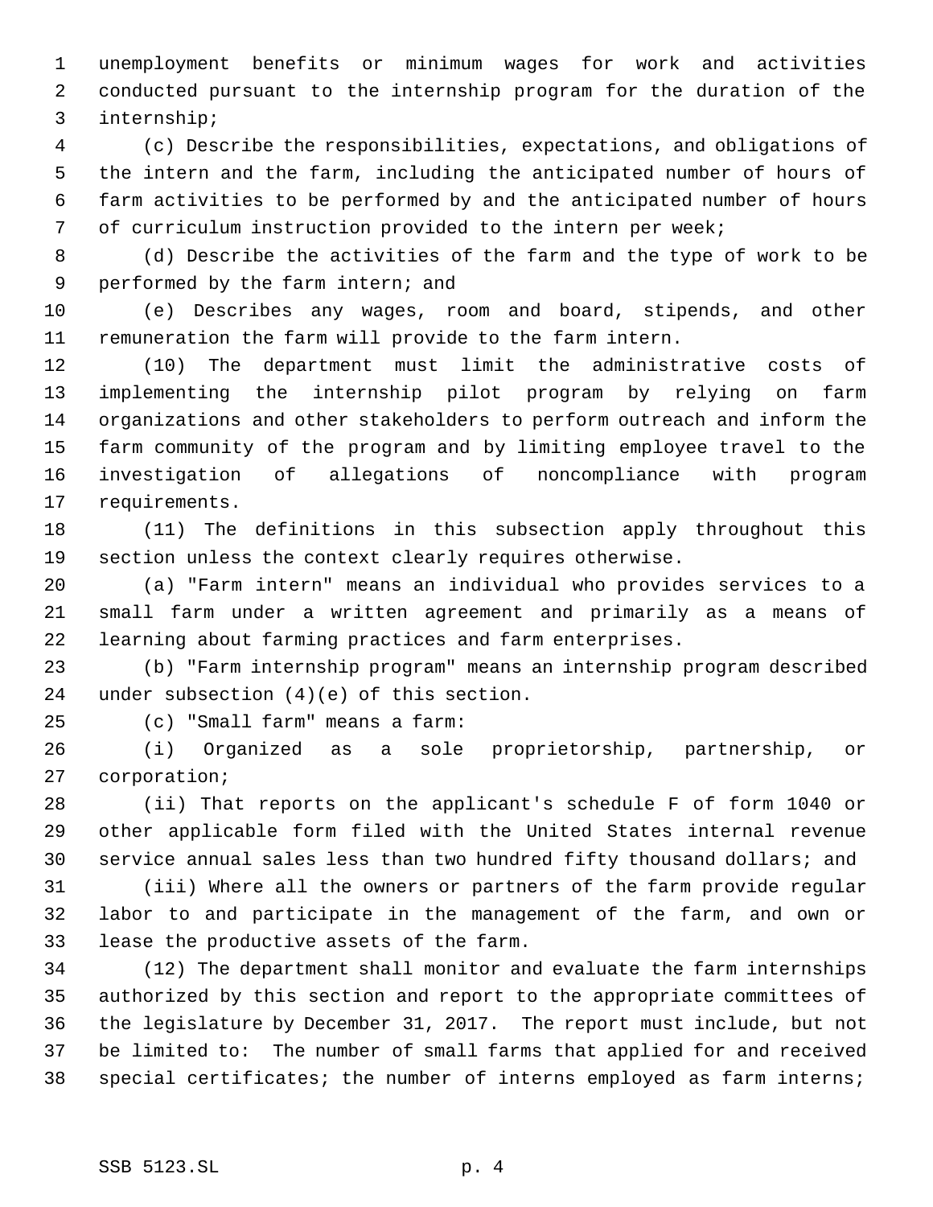unemployment benefits or minimum wages for work and activities conducted pursuant to the internship program for the duration of the internship;

(c) Describe the responsibilities, expectations, and obligations of the intern and the farm, including the anticipated number of hours of farm activities to be performed by and the anticipated number of hours of curriculum instruction provided to the intern per week;

(d) Describe the activities of the farm and the type of work to be performed by the farm intern; and

(e) Describes any wages, room and board, stipends, and other remuneration the farm will provide to the farm intern.

(10) The department must limit the administrative costs of implementing the internship pilot program by relying on farm organizations and other stakeholders to perform outreach and inform the farm community of the program and by limiting employee travel to the investigation of allegations of noncompliance with program requirements.

(11) The definitions in this subsection apply throughout this section unless the context clearly requires otherwise.

(a) "Farm intern" means an individual who provides services to a small farm under a written agreement and primarily as a means of learning about farming practices and farm enterprises.

(b) "Farm internship program" means an internship program described under subsection (4)(e) of this section.

(c) "Small farm" means a farm:

(i) Organized as a sole proprietorship, partnership, or corporation;

(ii) That reports on the applicant's schedule F of form 1040 or other applicable form filed with the United States internal revenue service annual sales less than two hundred fifty thousand dollars; and

(iii) Where all the owners or partners of the farm provide regular labor to and participate in the management of the farm, and own or lease the productive assets of the farm.

(12) The department shall monitor and evaluate the farm internships authorized by this section and report to the appropriate committees of the legislature by December 31, 2017. The report must include, but not be limited to: The number of small farms that applied for and received special certificates; the number of interns employed as farm interns;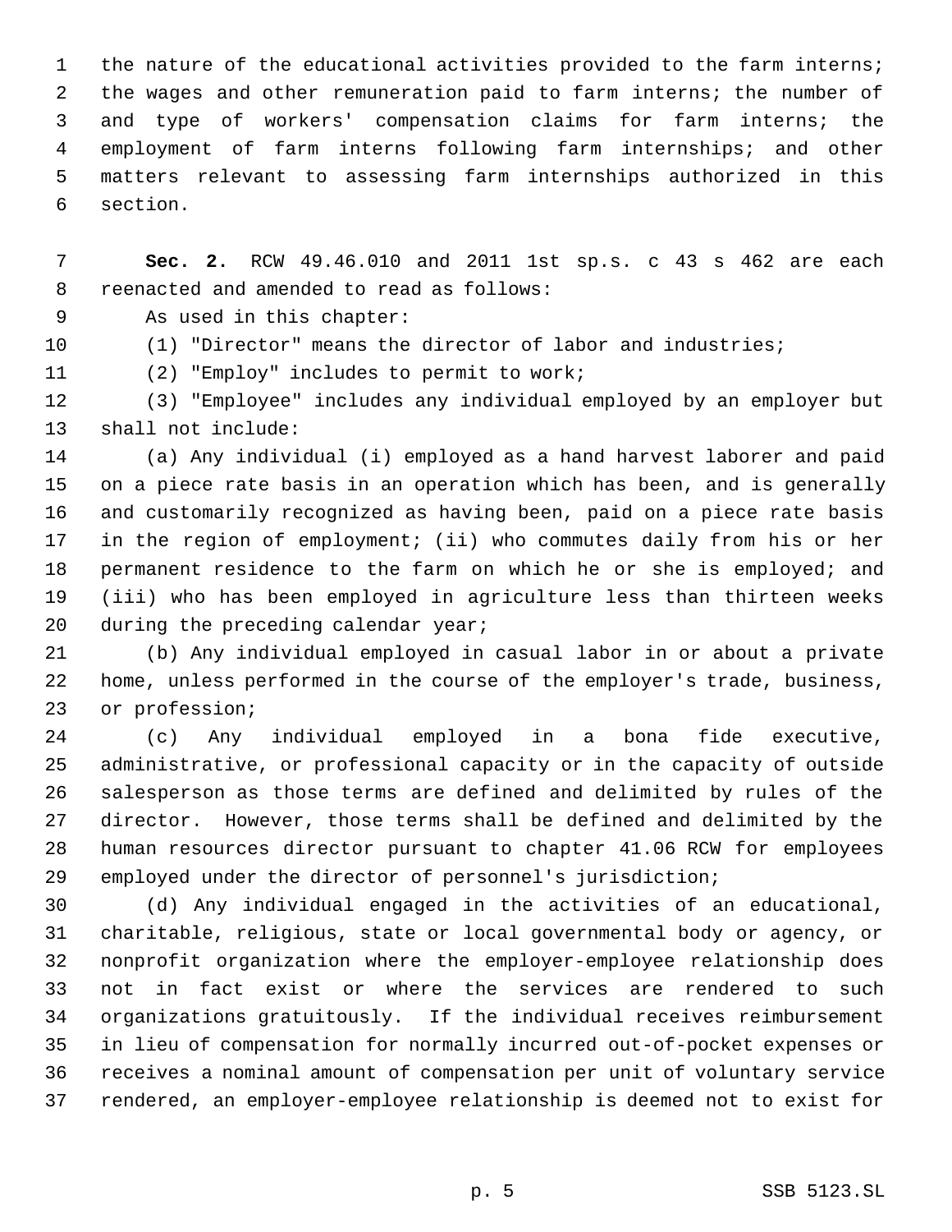the nature of the educational activities provided to the farm interns; the wages and other remuneration paid to farm interns; the number of and type of workers' compensation claims for farm interns; the employment of farm interns following farm internships; and other matters relevant to assessing farm internships authorized in this section.

**Sec. 2.** RCW 49.46.010 and 2011 1st sp.s. c 43 s 462 are each reenacted and amended to read as follows:

As used in this chapter:

(1) "Director" means the director of labor and industries;

(2) "Employ" includes to permit to work;

(3) "Employee" includes any individual employed by an employer but shall not include:

(a) Any individual (i) employed as a hand harvest laborer and paid on a piece rate basis in an operation which has been, and is generally and customarily recognized as having been, paid on a piece rate basis in the region of employment; (ii) who commutes daily from his or her permanent residence to the farm on which he or she is employed; and (iii) who has been employed in agriculture less than thirteen weeks during the preceding calendar year;

(b) Any individual employed in casual labor in or about a private home, unless performed in the course of the employer's trade, business, or profession;

(c) Any individual employed in a bona fide executive, administrative, or professional capacity or in the capacity of outside salesperson as those terms are defined and delimited by rules of the director. However, those terms shall be defined and delimited by the human resources director pursuant to chapter 41.06 RCW for employees employed under the director of personnel's jurisdiction;

(d) Any individual engaged in the activities of an educational, charitable, religious, state or local governmental body or agency, or nonprofit organization where the employer-employee relationship does not in fact exist or where the services are rendered to such organizations gratuitously. If the individual receives reimbursement in lieu of compensation for normally incurred out-of-pocket expenses or receives a nominal amount of compensation per unit of voluntary service rendered, an employer-employee relationship is deemed not to exist for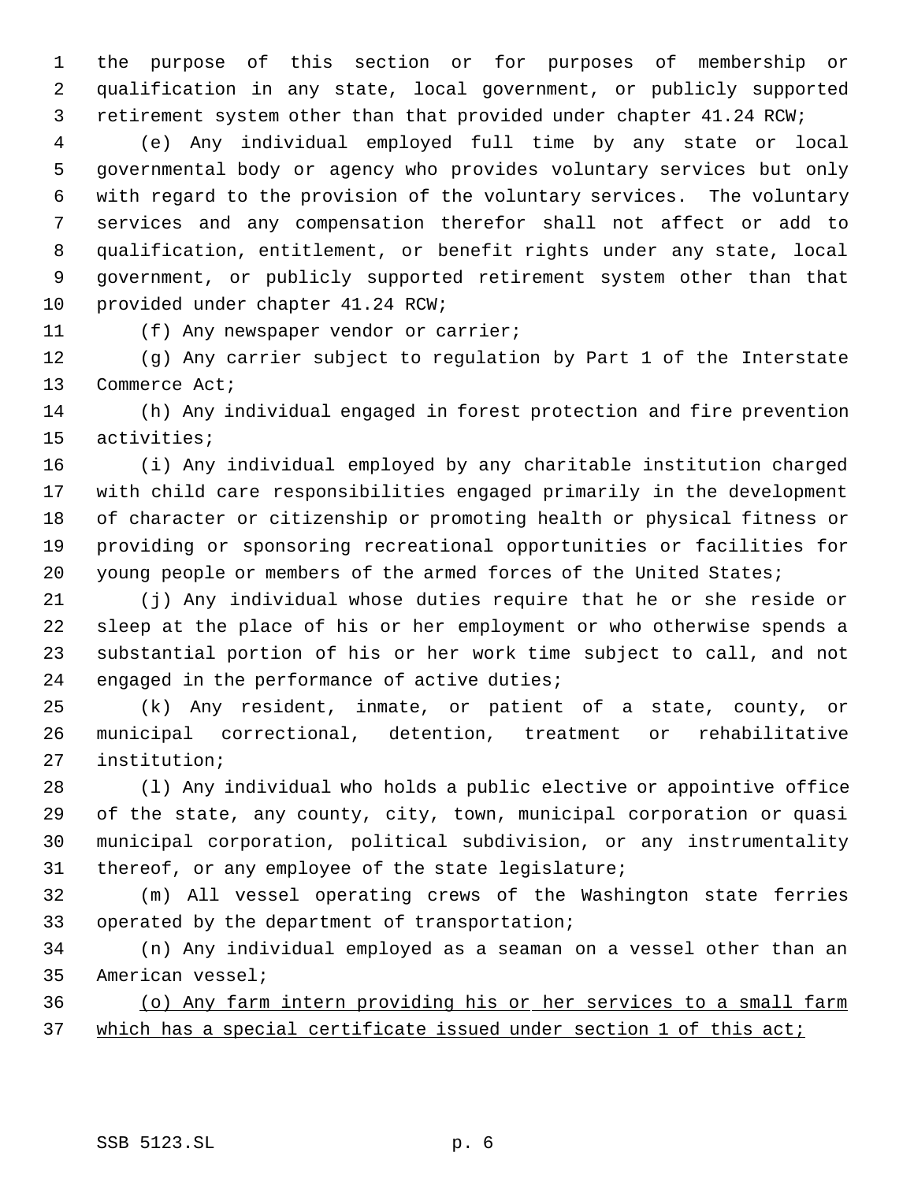the purpose of this section or for purposes of membership or qualification in any state, local government, or publicly supported retirement system other than that provided under chapter 41.24 RCW;

(e) Any individual employed full time by any state or local governmental body or agency who provides voluntary services but only with regard to the provision of the voluntary services. The voluntary services and any compensation therefor shall not affect or add to qualification, entitlement, or benefit rights under any state, local government, or publicly supported retirement system other than that provided under chapter 41.24 RCW;

(f) Any newspaper vendor or carrier;

(g) Any carrier subject to regulation by Part 1 of the Interstate Commerce Act;

(h) Any individual engaged in forest protection and fire prevention activities;

(i) Any individual employed by any charitable institution charged with child care responsibilities engaged primarily in the development of character or citizenship or promoting health or physical fitness or providing or sponsoring recreational opportunities or facilities for young people or members of the armed forces of the United States;

(j) Any individual whose duties require that he or she reside or sleep at the place of his or her employment or who otherwise spends a substantial portion of his or her work time subject to call, and not engaged in the performance of active duties;

(k) Any resident, inmate, or patient of a state, county, or municipal correctional, detention, treatment or rehabilitative institution;

(l) Any individual who holds a public elective or appointive office of the state, any county, city, town, municipal corporation or quasi municipal corporation, political subdivision, or any instrumentality thereof, or any employee of the state legislature;

(m) All vessel operating crews of the Washington state ferries operated by the department of transportation;

(n) Any individual employed as a seaman on a vessel other than an American vessel;

<u>(o) Any farm intern providing his or her services to a small farm which has a special certificate issued under section 1 of this act;</u>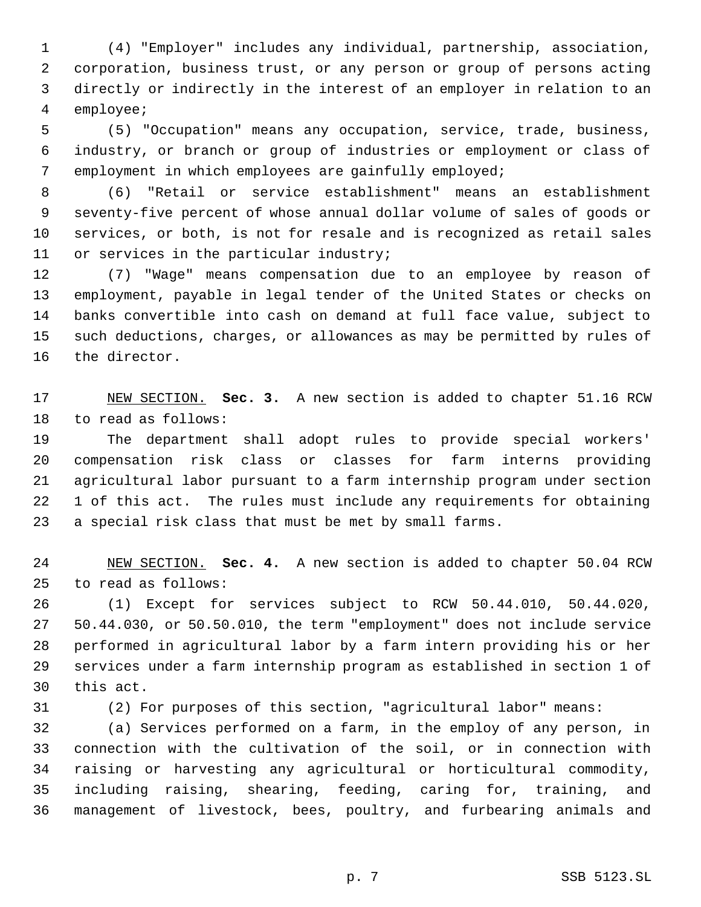(4) "Employer" includes any individual, partnership, association, corporation, business trust, or any person or group of persons acting directly or indirectly in the interest of an employer in relation to an employee;

(5) "Occupation" means any occupation, service, trade, business, industry, or branch or group of industries or employment or class of employment in which employees are gainfully employed;

(6) "Retail or service establishment" means an establishment seventy-five percent of whose annual dollar volume of sales of goods or services, or both, is not for resale and is recognized as retail sales or services in the particular industry;

(7) "Wage" means compensation due to an employee by reason of employment, payable in legal tender of the United States or checks on banks convertible into cash on demand at full face value, subject to such deductions, charges, or allowances as may be permitted by rules of the director.

NEW SECTION. **Sec. 3.** A new section is added to chapter 51.16 RCW to read as follows:

The department shall adopt rules to provide special workers' compensation risk class or classes for farm interns providing agricultural labor pursuant to a farm internship program under section 1 of this act. The rules must include any requirements for obtaining a special risk class that must be met by small farms.

NEW SECTION. **Sec. 4.** A new section is added to chapter 50.04 RCW to read as follows:

(1) Except for services subject to RCW 50.44.010, 50.44.020, 50.44.030, or 50.50.010, the term "employment" does not include service performed in agricultural labor by a farm intern providing his or her services under a farm internship program as established in section 1 of this act.

(2) For purposes of this section, "agricultural labor" means:

(a) Services performed on a farm, in the employ of any person, in connection with the cultivation of the soil, or in connection with raising or harvesting any agricultural or horticultural commodity, including raising, shearing, feeding, caring for, training, and management of livestock, bees, poultry, and furbearing animals and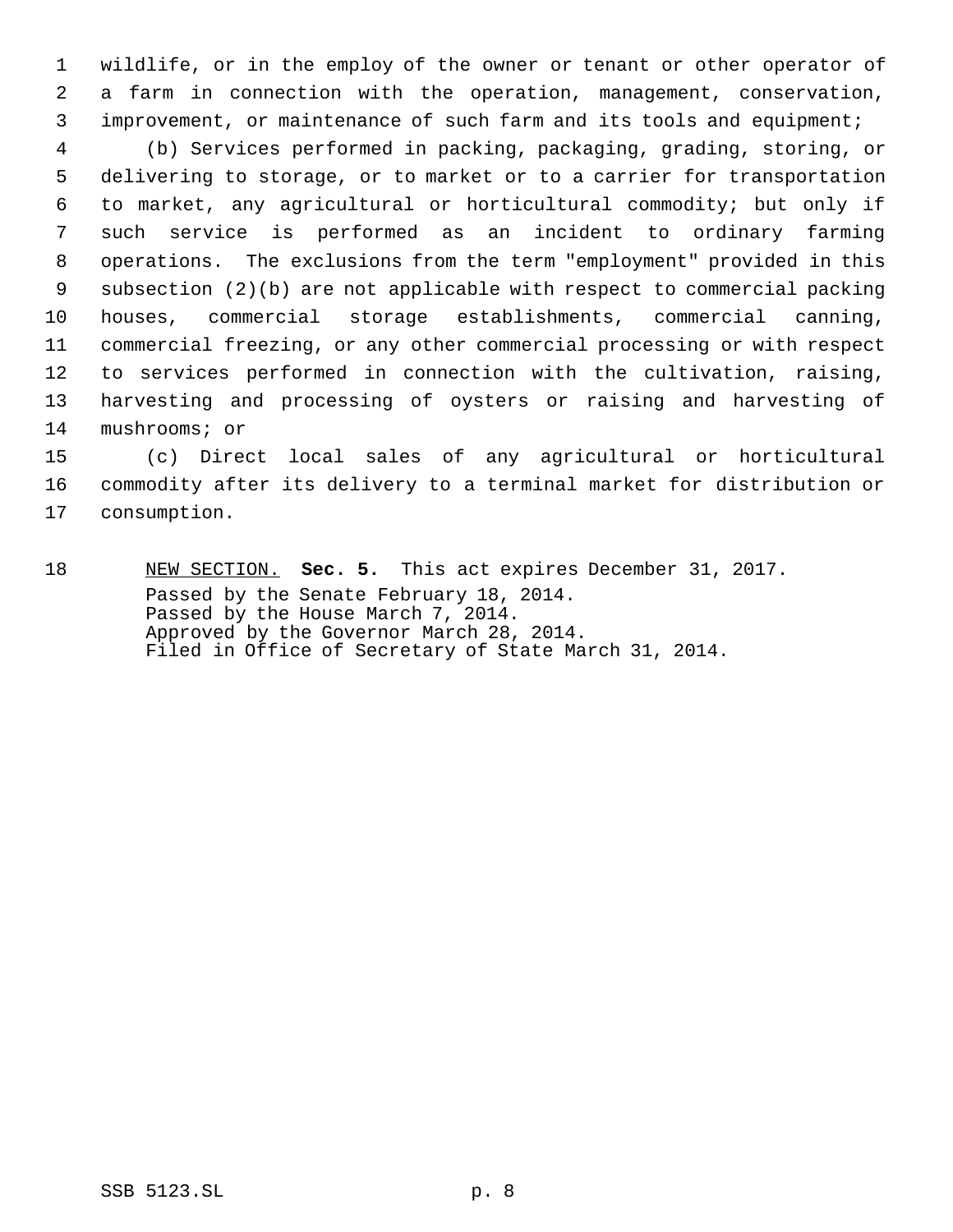wildlife, or in the employ of the owner or tenant or other operator of a farm in connection with the operation, management, conservation, improvement, or maintenance of such farm and its tools and equipment;

(b) Services performed in packing, packaging, grading, storing, or delivering to storage, or to market or to a carrier for transportation to market, any agricultural or horticultural commodity; but only if such service is performed as an incident to ordinary farming operations. The exclusions from the term "employment" provided in this subsection (2)(b) are not applicable with respect to commercial packing houses, commercial storage establishments, commercial canning, commercial freezing, or any other commercial processing or with respect to services performed in connection with the cultivation, raising, harvesting and processing of oysters or raising and harvesting of mushrooms; or

(c) Direct local sales of any agricultural or horticultural commodity after its delivery to a terminal market for distribution or consumption.

NEW SECTION. **Sec. 5.** This act expires December 31, 2017.

Passed by the Senate February 18, 2014.
Passed by the House March 7, 2014.
Approved by the Governor March 28, 2014.
Filed in Office of Secretary of State March 31, 2014.